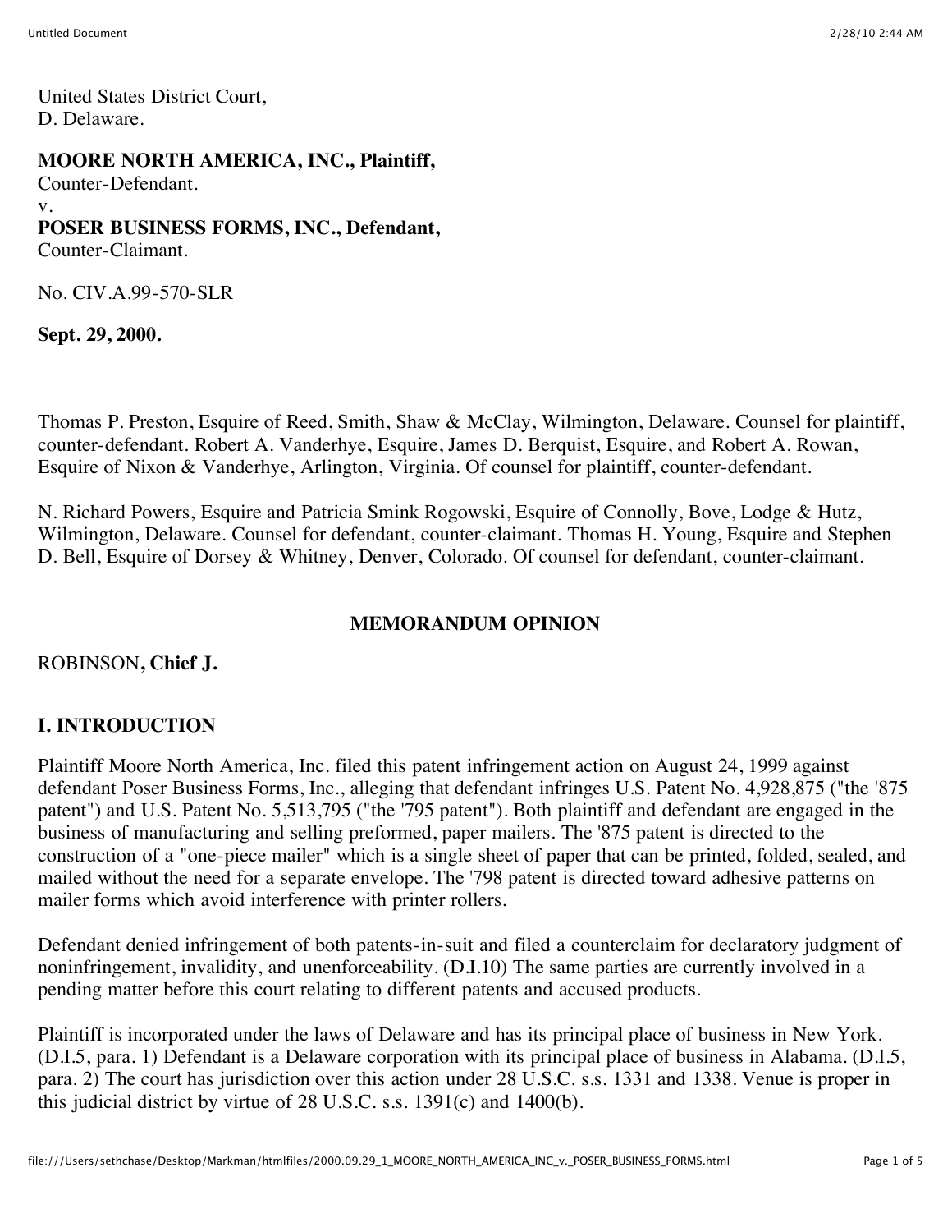United States District Court,
D. Delaware.

**MOORE NORTH AMERICA, INC., Plaintiff,**
Counter-Defendant.
v.
**POSER BUSINESS FORMS, INC., Defendant,**
Counter-Claimant.

No. CIV.A.99-570-SLR

**Sept. 29, 2000.**

Thomas P. Preston, Esquire of Reed, Smith, Shaw & McClay, Wilmington, Delaware. Counsel for plaintiff, counter-defendant. Robert A. Vanderhye, Esquire, James D. Berquist, Esquire, and Robert A. Rowan, Esquire of Nixon & Vanderhye, Arlington, Virginia. Of counsel for plaintiff, counter-defendant.

N. Richard Powers, Esquire and Patricia Smink Rogowski, Esquire of Connolly, Bove, Lodge & Hutz, Wilmington, Delaware. Counsel for defendant, counter-claimant. Thomas H. Young, Esquire and Stephen D. Bell, Esquire of Dorsey & Whitney, Denver, Colorado. Of counsel for defendant, counter-claimant.

## MEMORANDUM OPINION

ROBINSON**, Chief J.**

## I. INTRODUCTION

Plaintiff Moore North America, Inc. filed this patent infringement action on August 24, 1999 against defendant Poser Business Forms, Inc., alleging that defendant infringes U.S. Patent No. 4,928,875 ("the '875 patent") and U.S. Patent No. 5,513,795 ("the '795 patent"). Both plaintiff and defendant are engaged in the business of manufacturing and selling preformed, paper mailers. The '875 patent is directed to the construction of a "one-piece mailer" which is a single sheet of paper that can be printed, folded, sealed, and mailed without the need for a separate envelope. The '798 patent is directed toward adhesive patterns on mailer forms which avoid interference with printer rollers.

Defendant denied infringement of both patents-in-suit and filed a counterclaim for declaratory judgment of noninfringement, invalidity, and unenforceability. (D.I.10) The same parties are currently involved in a pending matter before this court relating to different patents and accused products.

Plaintiff is incorporated under the laws of Delaware and has its principal place of business in New York. (D.I.5, para. 1) Defendant is a Delaware corporation with its principal place of business in Alabama. (D.I.5, para. 2) The court has jurisdiction over this action under 28 U.S.C. s.s. 1331 and 1338. Venue is proper in this judicial district by virtue of 28 U.S.C. s.s. 1391(c) and 1400(b).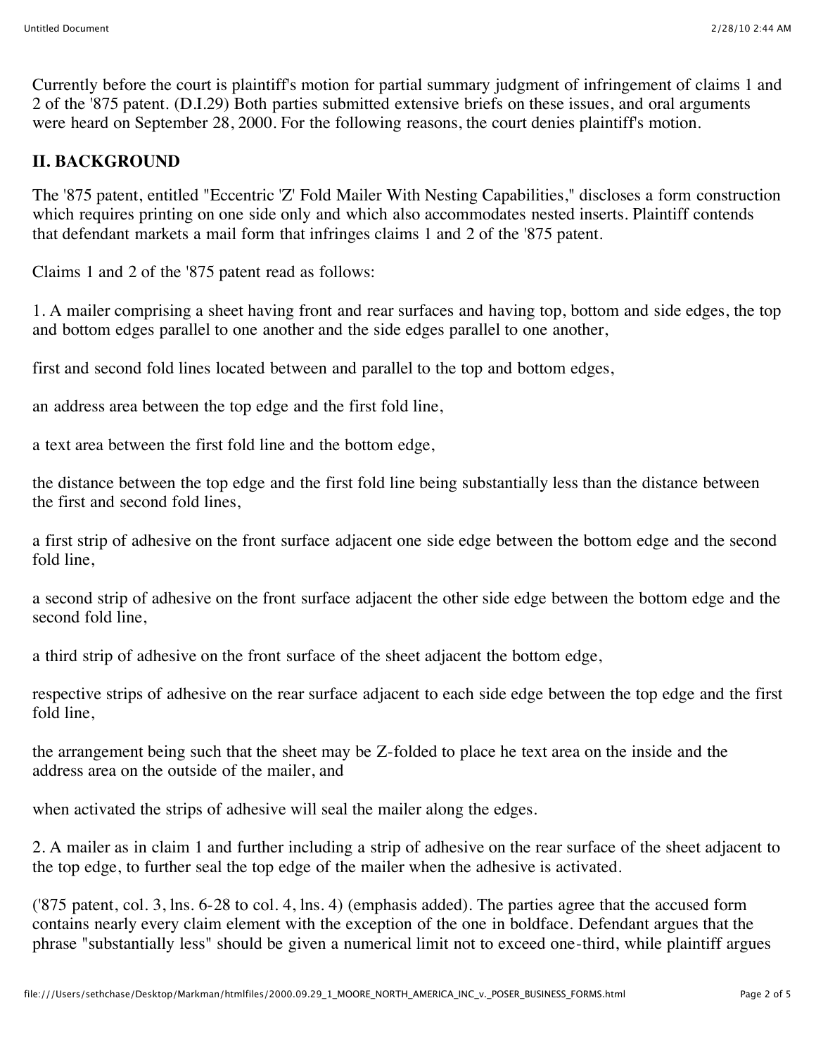Currently before the court is plaintiff's motion for partial summary judgment of infringement of claims 1 and 2 of the '875 patent. (D.I.29) Both parties submitted extensive briefs on these issues, and oral arguments were heard on September 28, 2000. For the following reasons, the court denies plaintiff's motion.

## II. BACKGROUND

The '875 patent, entitled "Eccentric 'Z' Fold Mailer With Nesting Capabilities," discloses a form construction which requires printing on one side only and which also accommodates nested inserts. Plaintiff contends that defendant markets a mail form that infringes claims 1 and 2 of the '875 patent.

Claims 1 and 2 of the '875 patent read as follows:

1. A mailer comprising a sheet having front and rear surfaces and having top, bottom and side edges, the top and bottom edges parallel to one another and the side edges parallel to one another,

first and second fold lines located between and parallel to the top and bottom edges,

an address area between the top edge and the first fold line,

a text area between the first fold line and the bottom edge,

the distance between the top edge and the first fold line being substantially less than the distance between the first and second fold lines,

a first strip of adhesive on the front surface adjacent one side edge between the bottom edge and the second fold line,

a second strip of adhesive on the front surface adjacent the other side edge between the bottom edge and the second fold line,

a third strip of adhesive on the front surface of the sheet adjacent the bottom edge,

respective strips of adhesive on the rear surface adjacent to each side edge between the top edge and the first fold line,

the arrangement being such that the sheet may be Z-folded to place he text area on the inside and the address area on the outside of the mailer, and

when activated the strips of adhesive will seal the mailer along the edges.

2. A mailer as in claim 1 and further including a strip of adhesive on the rear surface of the sheet adjacent to the top edge, to further seal the top edge of the mailer when the adhesive is activated.

('875 patent, col. 3, lns. 6-28 to col. 4, lns. 4) (emphasis added). The parties agree that the accused form contains nearly every claim element with the exception of the one in boldface. Defendant argues that the phrase "substantially less" should be given a numerical limit not to exceed one-third, while plaintiff argues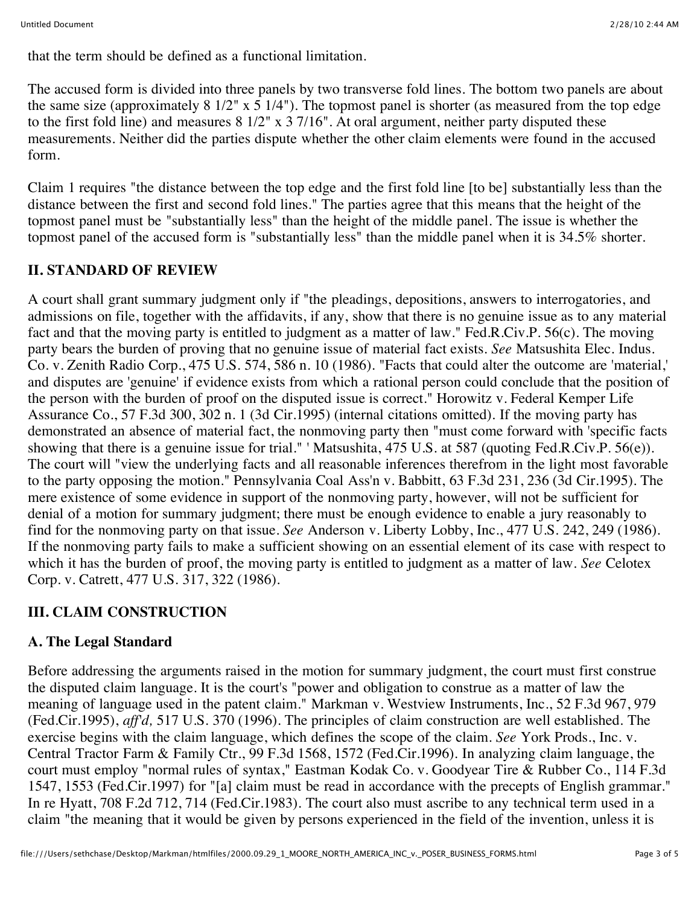that the term should be defined as a functional limitation.

The accused form is divided into three panels by two transverse fold lines. The bottom two panels are about the same size (approximately 8 1/2" x 5 1/4"). The topmost panel is shorter (as measured from the top edge to the first fold line) and measures 8 1/2" x 3 7/16". At oral argument, neither party disputed these measurements. Neither did the parties dispute whether the other claim elements were found in the accused form.

Claim 1 requires "the distance between the top edge and the first fold line [to be] substantially less than the distance between the first and second fold lines." The parties agree that this means that the height of the topmost panel must be "substantially less" than the height of the middle panel. The issue is whether the topmost panel of the accused form is "substantially less" than the middle panel when it is 34.5% shorter.

## II. STANDARD OF REVIEW

A court shall grant summary judgment only if "the pleadings, depositions, answers to interrogatories, and admissions on file, together with the affidavits, if any, show that there is no genuine issue as to any material fact and that the moving party is entitled to judgment as a matter of law." Fed.R.Civ.P. 56(c). The moving party bears the burden of proving that no genuine issue of material fact exists. *See* Matsushita Elec. Indus. Co. v. Zenith Radio Corp., 475 U.S. 574, 586 n. 10 (1986). "Facts that could alter the outcome are 'material,' and disputes are 'genuine' if evidence exists from which a rational person could conclude that the position of the person with the burden of proof on the disputed issue is correct." Horowitz v. Federal Kemper Life Assurance Co., 57 F.3d 300, 302 n. 1 (3d Cir.1995) (internal citations omitted). If the moving party has demonstrated an absence of material fact, the nonmoving party then "must come forward with 'specific facts showing that there is a genuine issue for trial." ' Matsushita, 475 U.S. at 587 (quoting Fed.R.Civ.P. 56(e)). The court will "view the underlying facts and all reasonable inferences therefrom in the light most favorable to the party opposing the motion." Pennsylvania Coal Ass'n v. Babbitt, 63 F.3d 231, 236 (3d Cir.1995). The mere existence of some evidence in support of the nonmoving party, however, will not be sufficient for denial of a motion for summary judgment; there must be enough evidence to enable a jury reasonably to find for the nonmoving party on that issue. *See* Anderson v. Liberty Lobby, Inc., 477 U.S. 242, 249 (1986). If the nonmoving party fails to make a sufficient showing on an essential element of its case with respect to which it has the burden of proof, the moving party is entitled to judgment as a matter of law. *See* Celotex Corp. v. Catrett, 477 U.S. 317, 322 (1986).

## III. CLAIM CONSTRUCTION

### A. The Legal Standard

Before addressing the arguments raised in the motion for summary judgment, the court must first construe the disputed claim language. It is the court's "power and obligation to construe as a matter of law the meaning of language used in the patent claim." Markman v. Westview Instruments, Inc., 52 F.3d 967, 979 (Fed.Cir.1995), *aff'd,* 517 U.S. 370 (1996). The principles of claim construction are well established. The exercise begins with the claim language, which defines the scope of the claim. *See* York Prods., Inc. v. Central Tractor Farm & Family Ctr., 99 F.3d 1568, 1572 (Fed.Cir.1996). In analyzing claim language, the court must employ "normal rules of syntax," Eastman Kodak Co. v. Goodyear Tire & Rubber Co., 114 F.3d 1547, 1553 (Fed.Cir.1997) for "[a] claim must be read in accordance with the precepts of English grammar." In re Hyatt, 708 F.2d 712, 714 (Fed.Cir.1983). The court also must ascribe to any technical term used in a claim "the meaning that it would be given by persons experienced in the field of the invention, unless it is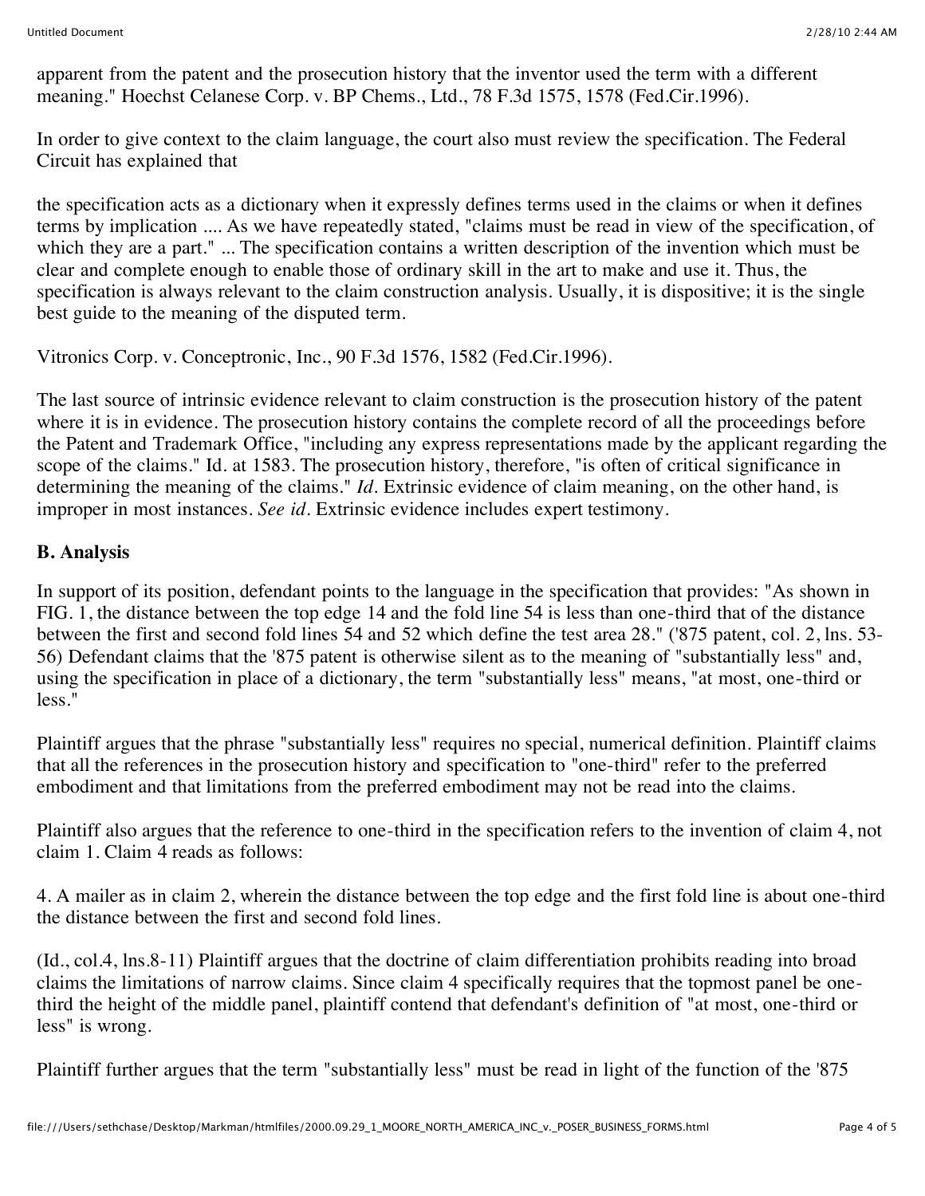apparent from the patent and the prosecution history that the inventor used the term with a different meaning." Hoechst Celanese Corp. v. BP Chems., Ltd., 78 F.3d 1575, 1578 (Fed.Cir.1996).

In order to give context to the claim language, the court also must review the specification. The Federal Circuit has explained that

the specification acts as a dictionary when it expressly defines terms used in the claims or when it defines terms by implication .... As we have repeatedly stated, "claims must be read in view of the specification, of which they are a part." ... The specification contains a written description of the invention which must be clear and complete enough to enable those of ordinary skill in the art to make and use it. Thus, the specification is always relevant to the claim construction analysis. Usually, it is dispositive; it is the single best guide to the meaning of the disputed term.

Vitronics Corp. v. Conceptronic, Inc., 90 F.3d 1576, 1582 (Fed.Cir.1996).

The last source of intrinsic evidence relevant to claim construction is the prosecution history of the patent where it is in evidence. The prosecution history contains the complete record of all the proceedings before the Patent and Trademark Office, "including any express representations made by the applicant regarding the scope of the claims." Id. at 1583. The prosecution history, therefore, "is often of critical significance in determining the meaning of the claims." *Id.* Extrinsic evidence of claim meaning, on the other hand, is improper in most instances. *See id.* Extrinsic evidence includes expert testimony.

**B. Analysis**

In support of its position, defendant points to the language in the specification that provides: "As shown in FIG. 1, the distance between the top edge 14 and the fold line 54 is less than one-third that of the distance between the first and second fold lines 54 and 52 which define the test area 28." ('875 patent, col. 2, lns. 53-56) Defendant claims that the '875 patent is otherwise silent as to the meaning of "substantially less" and, using the specification in place of a dictionary, the term "substantially less" means, "at most, one-third or less."

Plaintiff argues that the phrase "substantially less" requires no special, numerical definition. Plaintiff claims that all the references in the prosecution history and specification to "one-third" refer to the preferred embodiment and that limitations from the preferred embodiment may not be read into the claims.

Plaintiff also argues that the reference to one-third in the specification refers to the invention of claim 4, not claim 1. Claim 4 reads as follows:

4. A mailer as in claim 2, wherein the distance between the top edge and the first fold line is about one-third the distance between the first and second fold lines.

(Id., col.4, lns.8-11) Plaintiff argues that the doctrine of claim differentiation prohibits reading into broad claims the limitations of narrow claims. Since claim 4 specifically requires that the topmost panel be one-third the height of the middle panel, plaintiff contend that defendant's definition of "at most, one-third or less" is wrong.

Plaintiff further argues that the term "substantially less" must be read in light of the function of the '875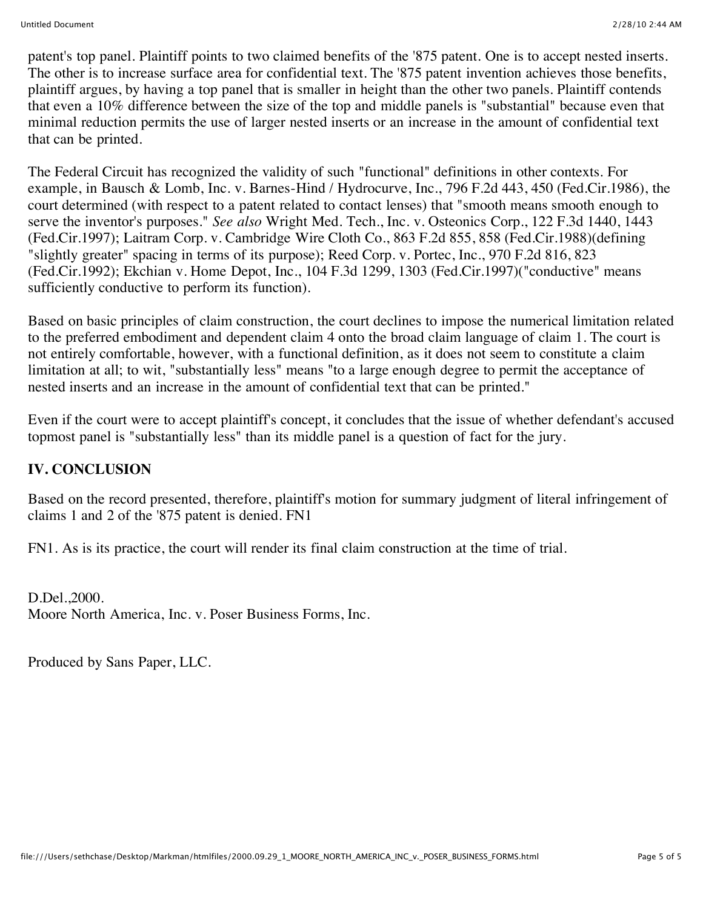patent's top panel. Plaintiff points to two claimed benefits of the '875 patent. One is to accept nested inserts. The other is to increase surface area for confidential text. The '875 patent invention achieves those benefits, plaintiff argues, by having a top panel that is smaller in height than the other two panels. Plaintiff contends that even a 10% difference between the size of the top and middle panels is "substantial" because even that minimal reduction permits the use of larger nested inserts or an increase in the amount of confidential text that can be printed.

The Federal Circuit has recognized the validity of such "functional" definitions in other contexts. For example, in Bausch & Lomb, Inc. v. Barnes-Hind / Hydrocurve, Inc., 796 F.2d 443, 450 (Fed.Cir.1986), the court determined (with respect to a patent related to contact lenses) that "smooth means smooth enough to serve the inventor's purposes." *See also* Wright Med. Tech., Inc. v. Osteonics Corp., 122 F.3d 1440, 1443 (Fed.Cir.1997); Laitram Corp. v. Cambridge Wire Cloth Co., 863 F.2d 855, 858 (Fed.Cir.1988)(defining "slightly greater" spacing in terms of its purpose); Reed Corp. v. Portec, Inc., 970 F.2d 816, 823 (Fed.Cir.1992); Ekchian v. Home Depot, Inc., 104 F.3d 1299, 1303 (Fed.Cir.1997)("conductive" means sufficiently conductive to perform its function).

Based on basic principles of claim construction, the court declines to impose the numerical limitation related to the preferred embodiment and dependent claim 4 onto the broad claim language of claim 1. The court is not entirely comfortable, however, with a functional definition, as it does not seem to constitute a claim limitation at all; to wit, "substantially less" means "to a large enough degree to permit the acceptance of nested inserts and an increase in the amount of confidential text that can be printed."

Even if the court were to accept plaintiff's concept, it concludes that the issue of whether defendant's accused topmost panel is "substantially less" than its middle panel is a question of fact for the jury.

## IV. CONCLUSION

Based on the record presented, therefore, plaintiff's motion for summary judgment of literal infringement of claims 1 and 2 of the '875 patent is denied. FN1

FN1. As is its practice, the court will render its final claim construction at the time of trial.

D.Del.,2000.
Moore North America, Inc. v. Poser Business Forms, Inc.

Produced by Sans Paper, LLC.